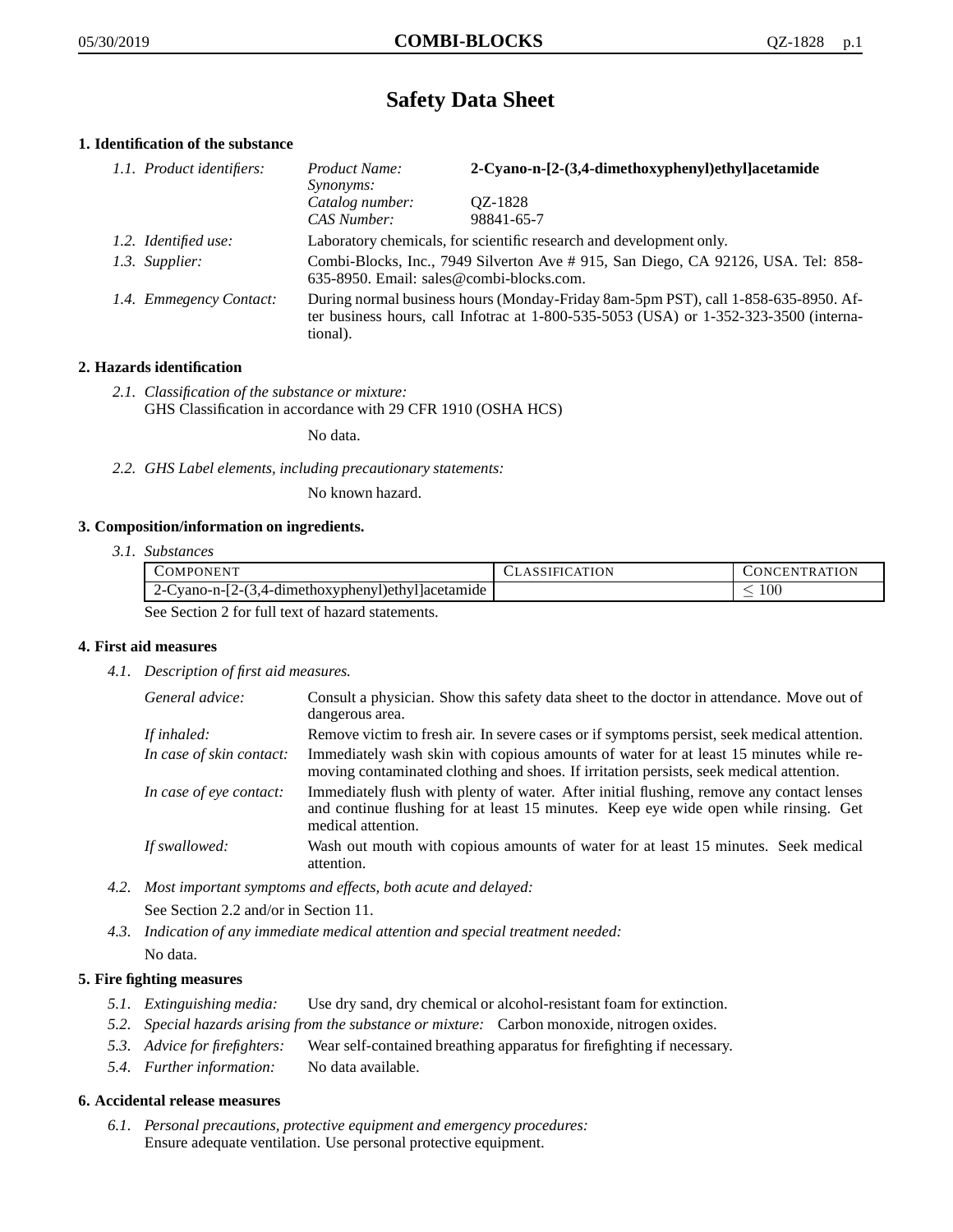# Safety Data Sheet

## 1. Identification of the substance

*1.1. Product identifiers:*

| | |
|---|---|
| *Product Name:* | **2-Cyano-n-[2-(3,4-dimethoxyphenyl)ethyl]acetamide** |
| *Synonyms:* | |
| *Catalog number:* | QZ-1828 |
| *CAS Number:* | 98841-65-7 |

*1.2. Identified use:* Laboratory chemicals, for scientific research and development only.

*1.3. Supplier:* Combi-Blocks, Inc., 7949 Silverton Ave # 915, San Diego, CA 92126, USA. Tel: 858-635-8950. Email: sales@combi-blocks.com.

*1.4. Emmegency Contact:* During normal business hours (Monday-Friday 8am-5pm PST), call 1-858-635-8950. After business hours, call Infotrac at 1-800-535-5053 (USA) or 1-352-323-3500 (international).

## 2. Hazards identification

*2.1. Classification of the substance or mixture:*
GHS Classification in accordance with 29 CFR 1910 (OSHA HCS)

No data.

*2.2. GHS Label elements, including precautionary statements:*

No known hazard.

## 3. Composition/information on ingredients.

*3.1. Substances*

| Component | Classification | Concentration |
|---|---|---|
| 2-Cyano-n-[2-(3,4-dimethoxyphenyl)ethyl]acetamide | | $\leq 100$ |

See Section 2 for full text of hazard statements.

## 4. First aid measures

*4.1. Description of first aid measures.*

*General advice:* Consult a physician. Show this safety data sheet to the doctor in attendance. Move out of dangerous area.

*If inhaled:* Remove victim to fresh air. In severe cases or if symptoms persist, seek medical attention.

*In case of skin contact:* Immediately wash skin with copious amounts of water for at least 15 minutes while removing contaminated clothing and shoes. If irritation persists, seek medical attention.

*In case of eye contact:* Immediately flush with plenty of water. After initial flushing, remove any contact lenses and continue flushing for at least 15 minutes. Keep eye wide open while rinsing. Get medical attention.

*If swallowed:* Wash out mouth with copious amounts of water for at least 15 minutes. Seek medical attention.

*4.2. Most important symptoms and effects, both acute and delayed:*

See Section 2.2 and/or in Section 11.

*4.3. Indication of any immediate medical attention and special treatment needed:*

No data.

## 5. Fire fighting measures

*5.1. Extinguishing media:* Use dry sand, dry chemical or alcohol-resistant foam for extinction.

*5.2. Special hazards arising from the substance or mixture:* Carbon monoxide, nitrogen oxides.

*5.3. Advice for firefighters:* Wear self-contained breathing apparatus for firefighting if necessary.

*5.4. Further information:* No data available.

## 6. Accidental release measures

*6.1. Personal precautions, protective equipment and emergency procedures:*
Ensure adequate ventilation. Use personal protective equipment.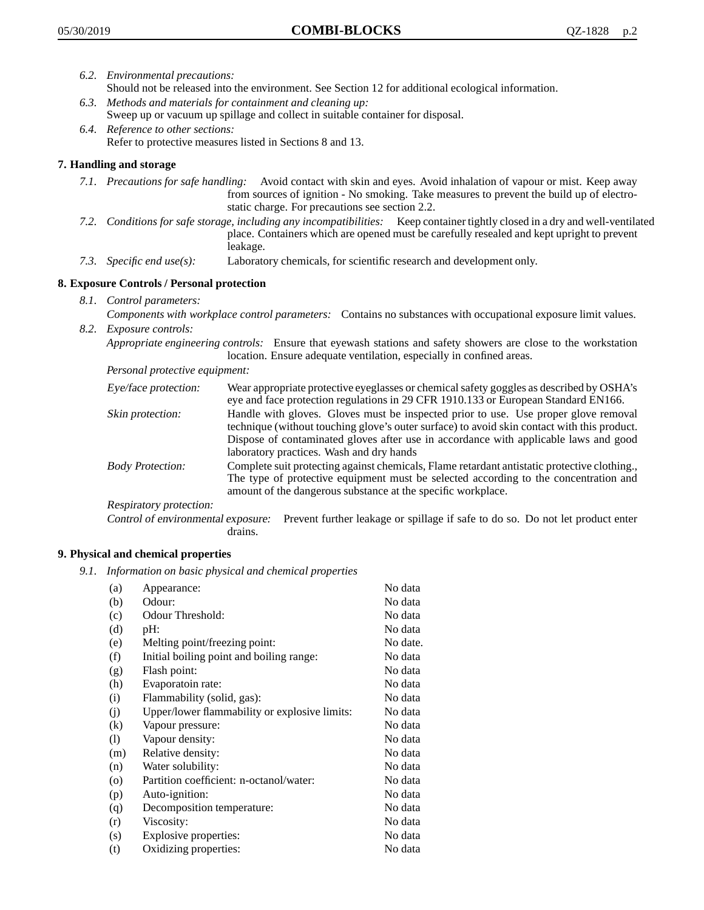*6.2. Environmental precautions:*
Should not be released into the environment. See Section 12 for additional ecological information.

*6.3. Methods and materials for containment and cleaning up:*
Sweep up or vacuum up spillage and collect in suitable container for disposal.

*6.4. Reference to other sections:*
Refer to protective measures listed in Sections 8 and 13.

## 7. Handling and storage

*7.1. Precautions for safe handling:* Avoid contact with skin and eyes. Avoid inhalation of vapour or mist. Keep away from sources of ignition - No smoking. Take measures to prevent the build up of electrostatic charge. For precautions see section 2.2.

*7.2. Conditions for safe storage, including any incompatibilities:* Keep container tightly closed in a dry and well-ventilated place. Containers which are opened must be carefully resealed and kept upright to prevent leakage.

*7.3. Specific end use(s):* Laboratory chemicals, for scientific research and development only.

## 8. Exposure Controls / Personal protection

*8.1. Control parameters:*
*Components with workplace control parameters:* Contains no substances with occupational exposure limit values.

*8.2. Exposure controls:*
*Appropriate engineering controls:* Ensure that eyewash stations and safety showers are close to the workstation location. Ensure adequate ventilation, especially in confined areas.

*Personal protective equipment:*

*Eye/face protection:* Wear appropriate protective eyeglasses or chemical safety goggles as described by OSHA's eye and face protection regulations in 29 CFR 1910.133 or European Standard EN166.

*Skin protection:* Handle with gloves. Gloves must be inspected prior to use. Use proper glove removal technique (without touching glove's outer surface) to avoid skin contact with this product. Dispose of contaminated gloves after use in accordance with applicable laws and good laboratory practices. Wash and dry hands

*Body Protection:* Complete suit protecting against chemicals, Flame retardant antistatic protective clothing., The type of protective equipment must be selected according to the concentration and amount of the dangerous substance at the specific workplace.

*Respiratory protection:*

*Control of environmental exposure:* Prevent further leakage or spillage if safe to do so. Do not let product enter drains.

## 9. Physical and chemical properties

*9.1. Information on basic physical and chemical properties*

| | | |
|---|---|---|
| (a) | Appearance: | No data |
| (b) | Odour: | No data |
| (c) | Odour Threshold: | No data |
| (d) | pH: | No data |
| (e) | Melting point/freezing point: | No date. |
| (f) | Initial boiling point and boiling range: | No data |
| (g) | Flash point: | No data |
| (h) | Evaporatoin rate: | No data |
| (i) | Flammability (solid, gas): | No data |
| (j) | Upper/lower flammability or explosive limits: | No data |
| (k) | Vapour pressure: | No data |
| (l) | Vapour density: | No data |
| (m) | Relative density: | No data |
| (n) | Water solubility: | No data |
| (o) | Partition coefficient: n-octanol/water: | No data |
| (p) | Auto-ignition: | No data |
| (q) | Decomposition temperature: | No data |
| (r) | Viscosity: | No data |
| (s) | Explosive properties: | No data |
| (t) | Oxidizing properties: | No data |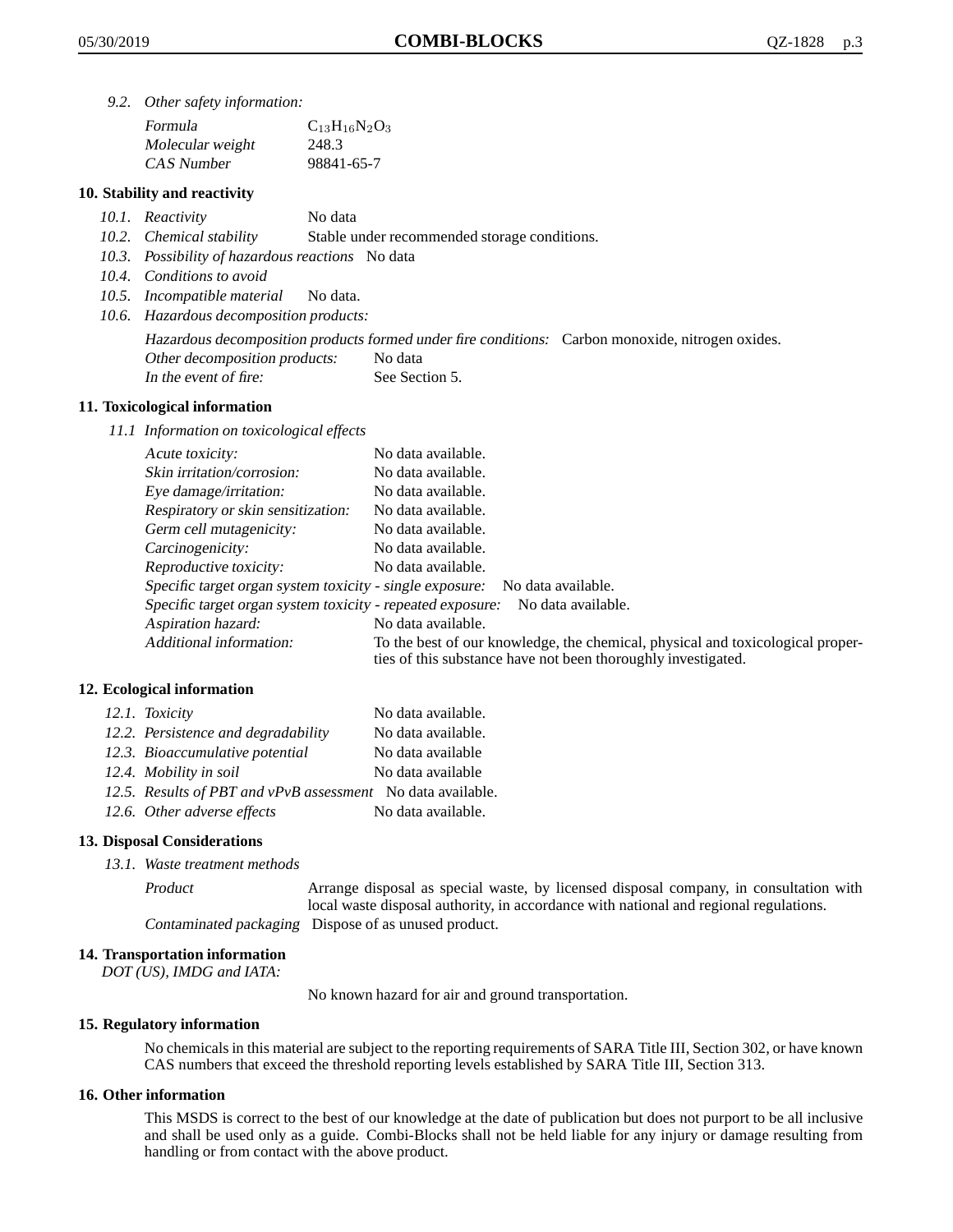*9.2. Other safety information:*

| | |
|---|---|
| *Formula* | $C_{13}H_{16}N_2O_3$ |
| *Molecular weight* | 248.3 |
| *CAS Number* | 98841-65-7 |

## 10. Stability and reactivity

*10.1. Reactivity* No data

*10.2. Chemical stability* Stable under recommended storage conditions.

*10.3. Possibility of hazardous reactions* No data

*10.4. Conditions to avoid*

*10.5. Incompatible material* No data.

*10.6. Hazardous decomposition products:*

*Hazardous decomposition products formed under fire conditions:* Carbon monoxide, nitrogen oxides.

*Other decomposition products:* No data

*In the event of fire:* See Section 5.

## 11. Toxicological information

*11.1 Information on toxicological effects*

| | |
|---|---|
| *Acute toxicity:* | No data available. |
| *Skin irritation/corrosion:* | No data available. |
| *Eye damage/irritation:* | No data available. |
| *Respiratory or skin sensitization:* | No data available. |
| *Germ cell mutagenicity:* | No data available. |
| *Carcinogenicity:* | No data available. |
| *Reproductive toxicity:* | No data available. |
| *Specific target organ system toxicity - single exposure:* | No data available. |
| *Specific target organ system toxicity - repeated exposure:* | No data available. |
| *Aspiration hazard:* | No data available. |
| *Additional information:* | To the best of our knowledge, the chemical, physical and toxicological properties of this substance have not been thoroughly investigated. |

## 12. Ecological information

| | |
|---|---|
| *12.1. Toxicity* | No data available. |
| *12.2. Persistence and degradability* | No data available. |
| *12.3. Bioaccumulative potential* | No data available |
| *12.4. Mobility in soil* | No data available |
| *12.5. Results of PBT and vPvB assessment* | No data available. |
| *12.6. Other adverse effects* | No data available. |

## 13. Disposal Considerations

*13.1. Waste treatment methods*

*Product* Arrange disposal as special waste, by licensed disposal company, in consultation with local waste disposal authority, in accordance with national and regional regulations.

*Contaminated packaging* Dispose of as unused product.

## 14. Transportation information

*DOT (US), IMDG and IATA:*

No known hazard for air and ground transportation.

## 15. Regulatory information

No chemicals in this material are subject to the reporting requirements of SARA Title III, Section 302, or have known CAS numbers that exceed the threshold reporting levels established by SARA Title III, Section 313.

## 16. Other information

This MSDS is correct to the best of our knowledge at the date of publication but does not purport to be all inclusive and shall be used only as a guide. Combi-Blocks shall not be held liable for any injury or damage resulting from handling or from contact with the above product.